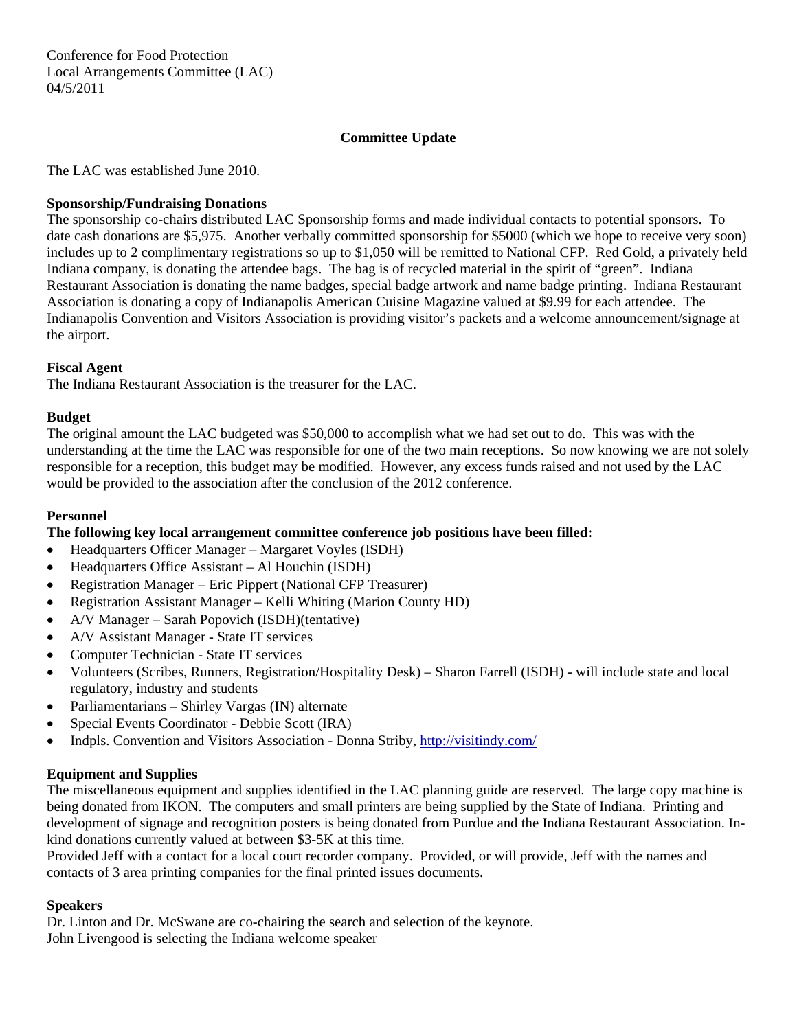Conference for Food Protection
Local Arrangements Committee (LAC)
04/5/2011

## Committee Update

The LAC was established June 2010.

### Sponsorship/Fundraising Donations

The sponsorship co-chairs distributed LAC Sponsorship forms and made individual contacts to potential sponsors. To date cash donations are $5,975. Another verbally committed sponsorship for $5000 (which we hope to receive very soon) includes up to 2 complimentary registrations so up to $1,050 will be remitted to National CFP. Red Gold, a privately held Indiana company, is donating the attendee bags. The bag is of recycled material in the spirit of "green". Indiana Restaurant Association is donating the name badges, special badge artwork and name badge printing. Indiana Restaurant Association is donating a copy of Indianapolis American Cuisine Magazine valued at $9.99 for each attendee. The Indianapolis Convention and Visitors Association is providing visitor's packets and a welcome announcement/signage at the airport.

### Fiscal Agent

The Indiana Restaurant Association is the treasurer for the LAC.

### Budget

The original amount the LAC budgeted was $50,000 to accomplish what we had set out to do. This was with the understanding at the time the LAC was responsible for one of the two main receptions. So now knowing we are not solely responsible for a reception, this budget may be modified. However, any excess funds raised and not used by the LAC would be provided to the association after the conclusion of the 2012 conference.

### Personnel

**The following key local arrangement committee conference job positions have been filled:**

- Headquarters Officer Manager – Margaret Voyles (ISDH)
- Headquarters Office Assistant – Al Houchin (ISDH)
- Registration Manager – Eric Pippert (National CFP Treasurer)
- Registration Assistant Manager – Kelli Whiting (Marion County HD)
- A/V Manager – Sarah Popovich (ISDH)(tentative)
- A/V Assistant Manager - State IT services
- Computer Technician - State IT services
- Volunteers (Scribes, Runners, Registration/Hospitality Desk) – Sharon Farrell (ISDH) - will include state and local regulatory, industry and students
- Parliamentarians – Shirley Vargas (IN) alternate
- Special Events Coordinator - Debbie Scott (IRA)
- Indpls. Convention and Visitors Association - Donna Striby, http://visitindy.com/

### Equipment and Supplies

The miscellaneous equipment and supplies identified in the LAC planning guide are reserved. The large copy machine is being donated from IKON. The computers and small printers are being supplied by the State of Indiana. Printing and development of signage and recognition posters is being donated from Purdue and the Indiana Restaurant Association. In-kind donations currently valued at between $3-5K at this time.

Provided Jeff with a contact for a local court recorder company. Provided, or will provide, Jeff with the names and contacts of 3 area printing companies for the final printed issues documents.

### Speakers

Dr. Linton and Dr. McSwane are co-chairing the search and selection of the keynote.
John Livengood is selecting the Indiana welcome speaker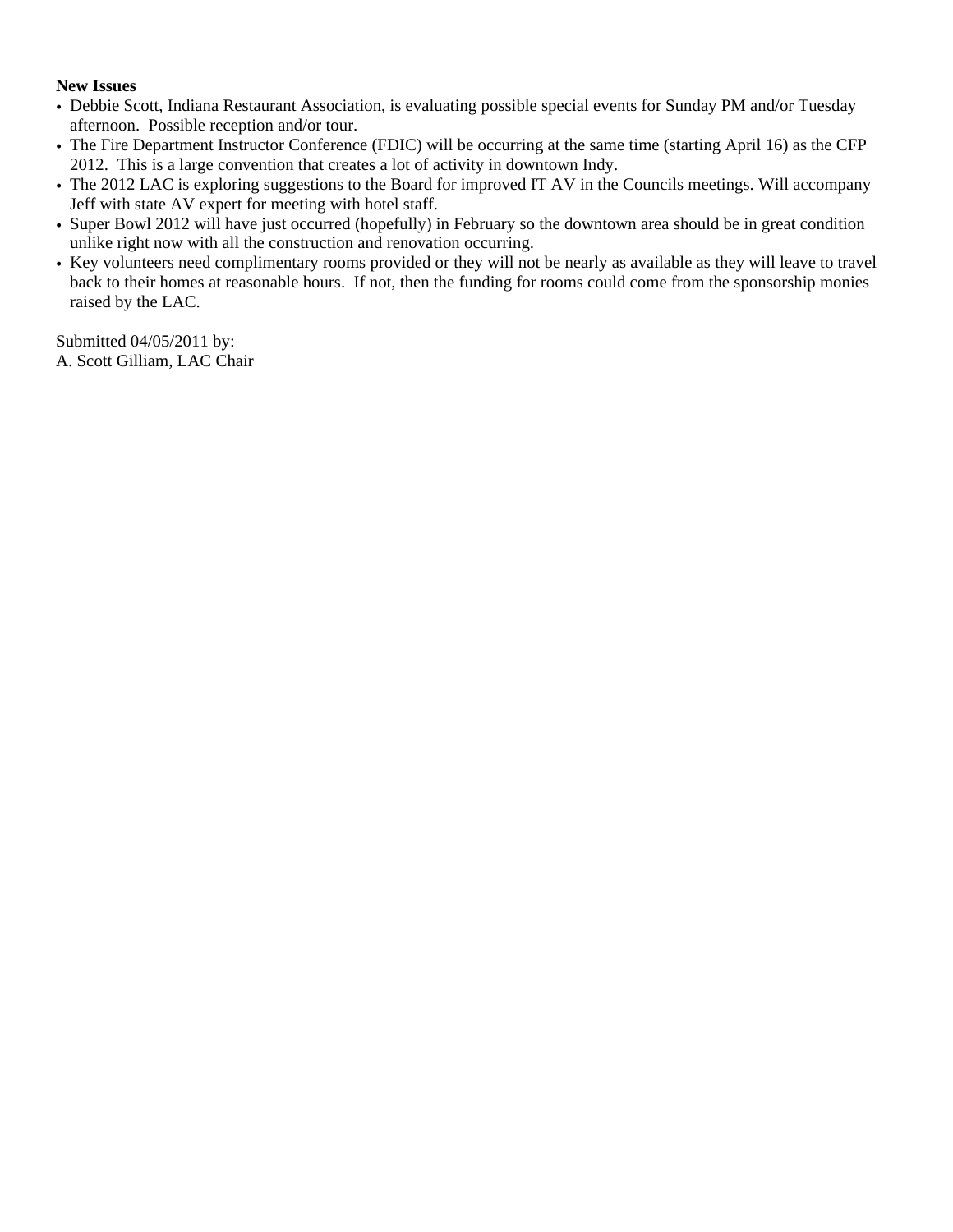**New Issues**

- Debbie Scott, Indiana Restaurant Association, is evaluating possible special events for Sunday PM and/or Tuesday afternoon. Possible reception and/or tour.
- The Fire Department Instructor Conference (FDIC) will be occurring at the same time (starting April 16) as the CFP 2012. This is a large convention that creates a lot of activity in downtown Indy.
- The 2012 LAC is exploring suggestions to the Board for improved IT AV in the Councils meetings. Will accompany Jeff with state AV expert for meeting with hotel staff.
- Super Bowl 2012 will have just occurred (hopefully) in February so the downtown area should be in great condition unlike right now with all the construction and renovation occurring.
- Key volunteers need complimentary rooms provided or they will not be nearly as available as they will leave to travel back to their homes at reasonable hours. If not, then the funding for rooms could come from the sponsorship monies raised by the LAC.

Submitted 04/05/2011 by:
A. Scott Gilliam, LAC Chair